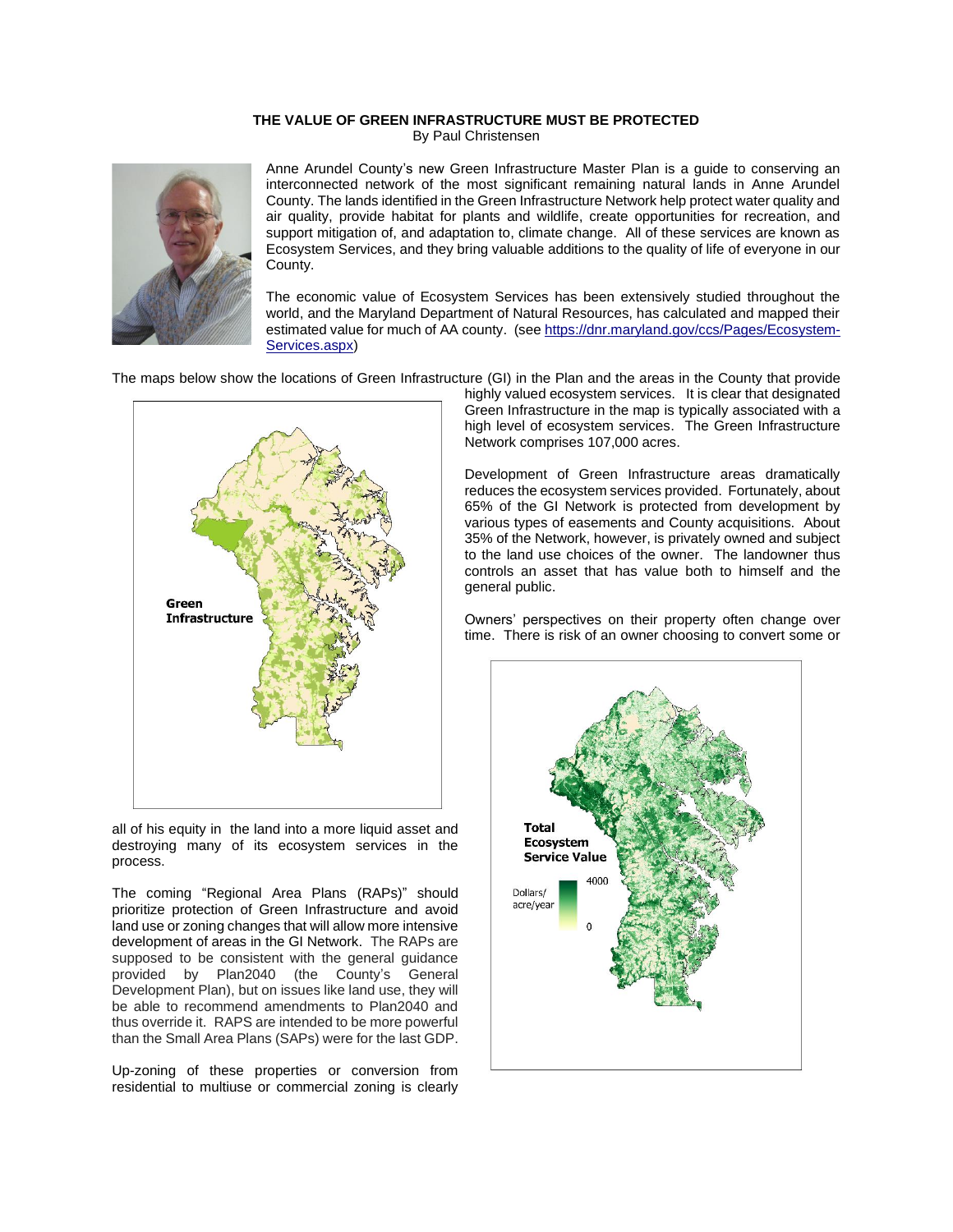# THE VALUE OF GREEN INFRASTRUCTURE MUST BE PROTECTED

By Paul Christensen

Anne Arundel County's new Green Infrastructure Master Plan is a guide to conserving an interconnected network of the most significant remaining natural lands in Anne Arundel County. The lands identified in the Green Infrastructure Network help protect water quality and air quality, provide habitat for plants and wildlife, create opportunities for recreation, and support mitigation of, and adaptation to, climate change. All of these services are known as Ecosystem Services, and they bring valuable additions to the quality of life of everyone in our County.

The economic value of Ecosystem Services has been extensively studied throughout the world, and the Maryland Department of Natural Resources, has calculated and mapped their estimated value for much of AA county. (see https://dnr.maryland.gov/ccs/Pages/Ecosystem-Services.aspx)

The maps below show the locations of Green Infrastructure (GI) in the Plan and the areas in the County that provide highly valued ecosystem services. It is clear that designated Green Infrastructure in the map is typically associated with a high level of ecosystem services. The Green Infrastructure Network comprises 107,000 acres.

Green Infrastructure

Development of Green Infrastructure areas dramatically reduces the ecosystem services provided. Fortunately, about 65% of the GI Network is protected from development by various types of easements and County acquisitions. About 35% of the Network, however, is privately owned and subject to the land use choices of the owner. The landowner thus controls an asset that has value both to himself and the general public.

Owners' perspectives on their property often change over time. There is risk of an owner choosing to convert some or all of his equity in the land into a more liquid asset and destroying many of its ecosystem services in the process.

Total Ecosystem Service Value (Dollars/acre/year, 0 – 4000)

The coming "Regional Area Plans (RAPs)" should prioritize protection of Green Infrastructure and avoid land use or zoning changes that will allow more intensive development of areas in the GI Network. The RAPs are supposed to be consistent with the general guidance provided by Plan2040 (the County's General Development Plan), but on issues like land use, they will be able to recommend amendments to Plan2040 and thus override it. RAPS are intended to be more powerful than the Small Area Plans (SAPs) were for the last GDP.

Up-zoning of these properties or conversion from residential to multiuse or commercial zoning is clearly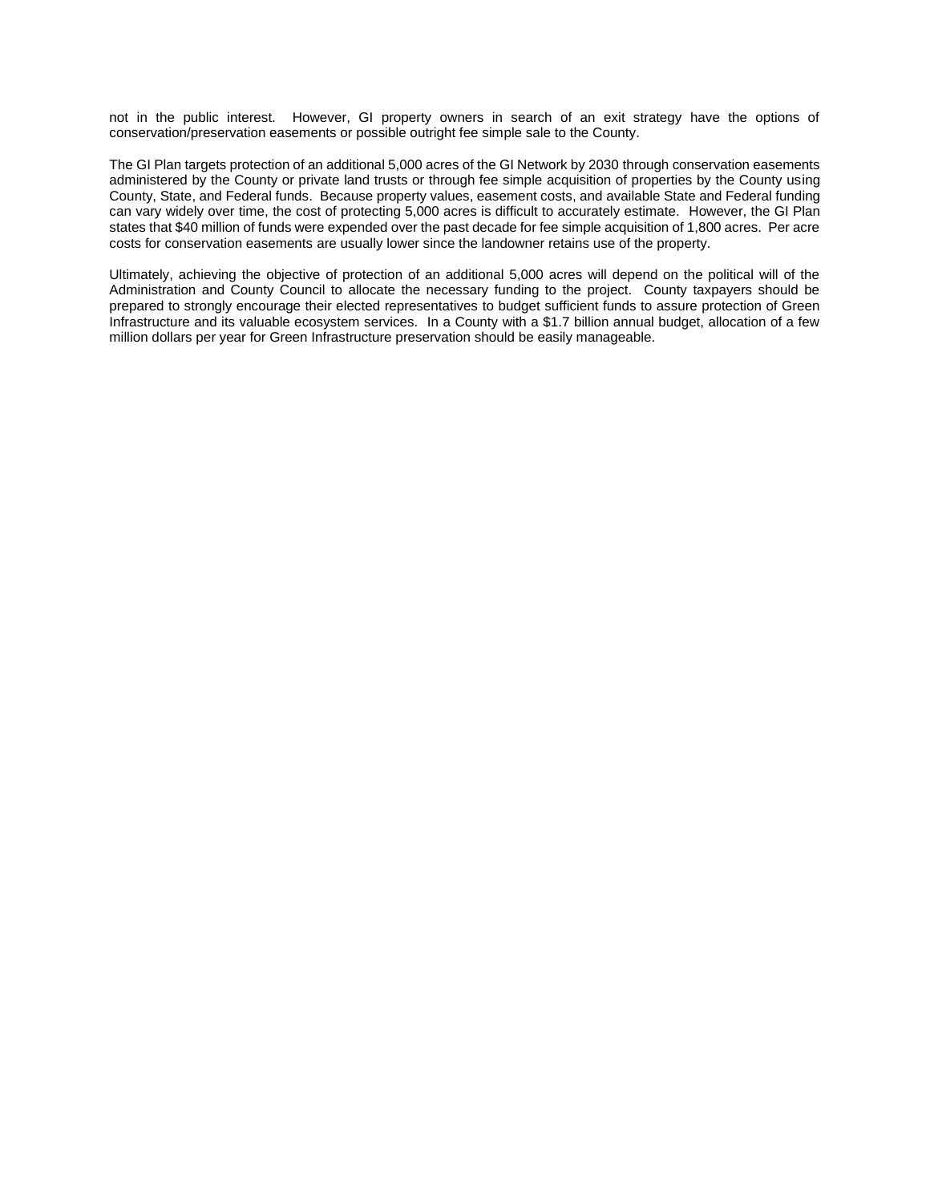not in the public interest. However, GI property owners in search of an exit strategy have the options of conservation/preservation easements or possible outright fee simple sale to the County.

The GI Plan targets protection of an additional 5,000 acres of the GI Network by 2030 through conservation easements administered by the County or private land trusts or through fee simple acquisition of properties by the County using County, State, and Federal funds. Because property values, easement costs, and available State and Federal funding can vary widely over time, the cost of protecting 5,000 acres is difficult to accurately estimate. However, the GI Plan states that $40 million of funds were expended over the past decade for fee simple acquisition of 1,800 acres. Per acre costs for conservation easements are usually lower since the landowner retains use of the property.

Ultimately, achieving the objective of protection of an additional 5,000 acres will depend on the political will of the Administration and County Council to allocate the necessary funding to the project. County taxpayers should be prepared to strongly encourage their elected representatives to budget sufficient funds to assure protection of Green Infrastructure and its valuable ecosystem services. In a County with a $1.7 billion annual budget, allocation of a few million dollars per year for Green Infrastructure preservation should be easily manageable.